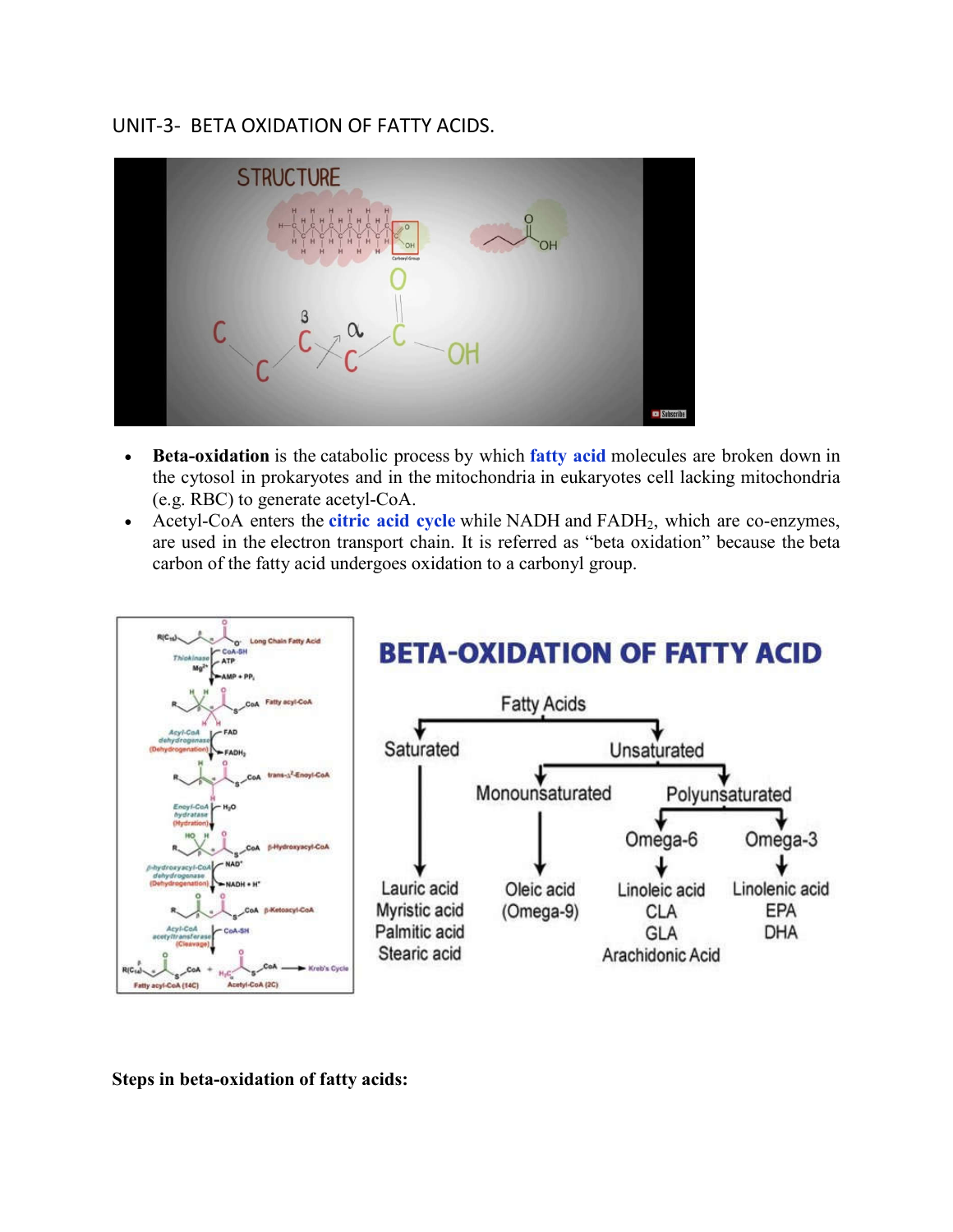UNIT-3- BETA OXIDATION OF FATTY ACIDS.

- **Beta-oxidation** is the catabolic process by which fatty acid molecules are broken down in the cytosol in prokaryotes and in the mitochondria in eukaryotes cell lacking mitochondria (e.g. RBC) to generate acetyl-CoA.
- Acetyl-CoA enters the citric acid cycle while NADH and $FADH_2$, which are co-enzymes, are used in the electron transport chain. It is referred as "beta oxidation" because the beta carbon of the fatty acid undergoes oxidation to a carbonyl group.

**Steps in beta-oxidation of fatty acids:**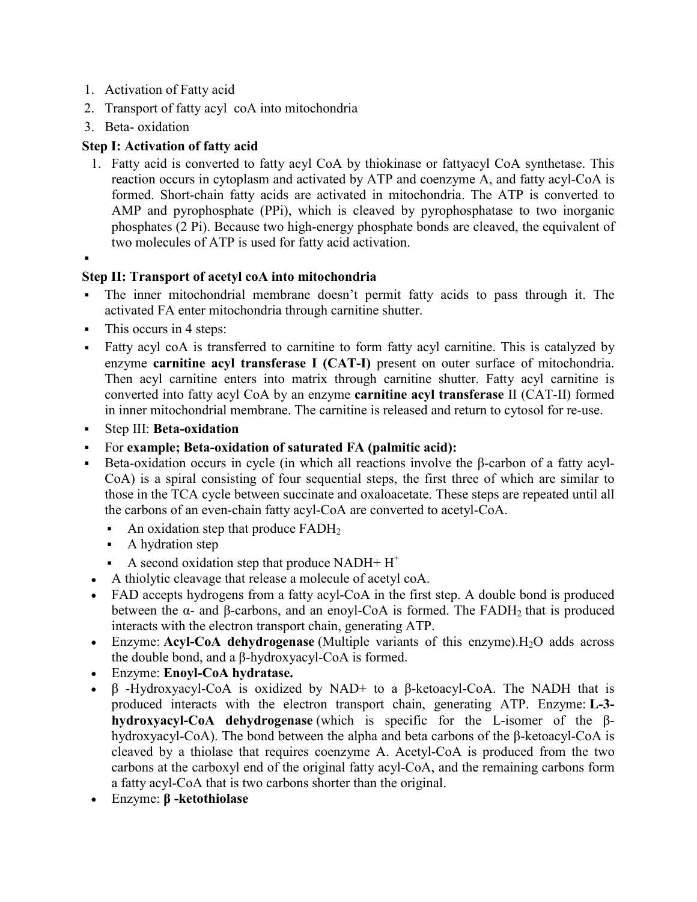1. Activation of Fatty acid
2. Transport of fatty acyl coA into mitochondria
3. Beta- oxidation

**Step I: Activation of fatty acid**

1. Fatty acid is converted to fatty acyl CoA by thiokinase or fattyacyl CoA synthetase. This reaction occurs in cytoplasm and activated by ATP and coenzyme A, and fatty acyl-CoA is formed. Short-chain fatty acids are activated in mitochondria. The ATP is converted to AMP and pyrophosphate (PPi), which is cleaved by pyrophosphatase to two inorganic phosphates (2 Pi). Because two high-energy phosphate bonds are cleaved, the equivalent of two molecules of ATP is used for fatty acid activation.

**Step II: Transport of acetyl coA into mitochondria**

- The inner mitochondrial membrane doesn't permit fatty acids to pass through it. The activated FA enter mitochondria through carnitine shutter.
- This occurs in 4 steps:
- Fatty acyl coA is transferred to carnitine to form fatty acyl carnitine. This is catalyzed by enzyme **carnitine acyl transferase I (CAT-I)** present on outer surface of mitochondria. Then acyl carnitine enters into matrix through carnitine shutter. Fatty acyl carnitine is converted into fatty acyl CoA by an enzyme **carnitine acyl transferase** II (CAT-II) formed in inner mitochondrial membrane. The carnitine is released and return to cytosol for re-use.
- Step III: **Beta-oxidation**
- For **example; Beta-oxidation of saturated FA (palmitic acid):**
- Beta-oxidation occurs in cycle (in which all reactions involve the β-carbon of a fatty acyl-CoA) is a spiral consisting of four sequential steps, the first three of which are similar to those in the TCA cycle between succinate and oxaloacetate. These steps are repeated until all the carbons of an even-chain fatty acyl-CoA are converted to acetyl-CoA.
  - An oxidation step that produce $FADH_2$
  - A hydration step
  - A second oxidation step that produce NADH+ $H^+$
- A thiolytic cleavage that release a molecule of acetyl coA.
- FAD accepts hydrogens from a fatty acyl-CoA in the first step. A double bond is produced between the α- and β-carbons, and an enoyl-CoA is formed. The $FADH_2$ that is produced interacts with the electron transport chain, generating ATP.
- Enzyme: **Acyl-CoA dehydrogenase** (Multiple variants of this enzyme).$H_2O$ adds across the double bond, and a β-hydroxyacyl-CoA is formed.
- Enzyme: **Enoyl-CoA hydratase.**
- β -Hydroxyacyl-CoA is oxidized by NAD+ to a β-ketoacyl-CoA. The NADH that is produced interacts with the electron transport chain, generating ATP. Enzyme: **L-3-hydroxyacyl-CoA dehydrogenase** (which is specific for the L-isomer of the β-hydroxyacyl-CoA). The bond between the alpha and beta carbons of the β-ketoacyl-CoA is cleaved by a thiolase that requires coenzyme A. Acetyl-CoA is produced from the two carbons at the carboxyl end of the original fatty acyl-CoA, and the remaining carbons form a fatty acyl-CoA that is two carbons shorter than the original.
- Enzyme: **β -ketothiolase**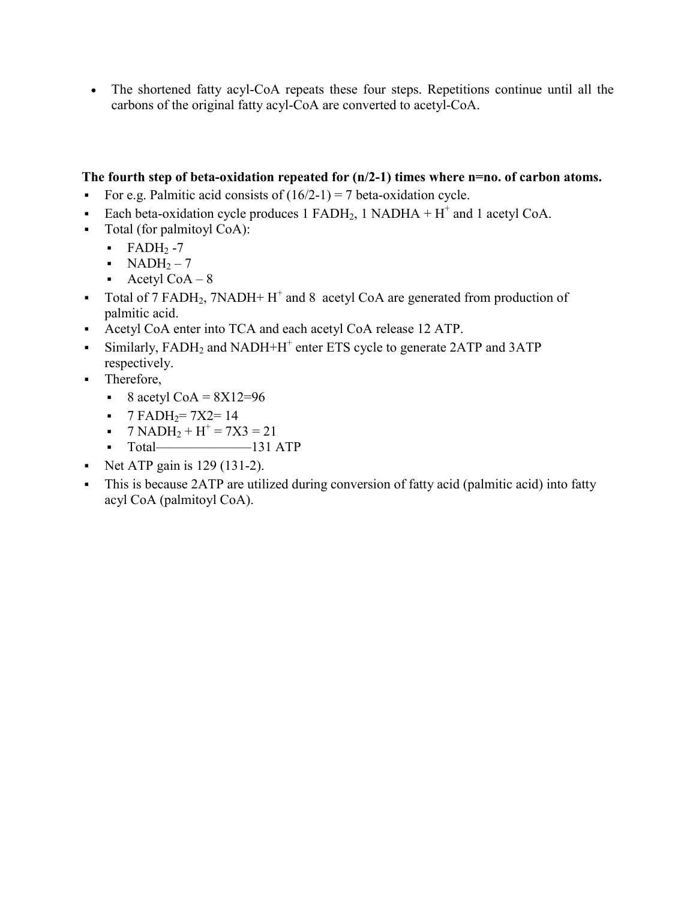- The shortened fatty acyl-CoA repeats these four steps. Repetitions continue until all the carbons of the original fatty acyl-CoA are converted to acetyl-CoA.

**The fourth step of beta-oxidation repeated for (n/2-1) times where n=no. of carbon atoms.**

- For e.g. Palmitic acid consists of $(16/2-1) = 7$ beta-oxidation cycle.
- Each beta-oxidation cycle produces 1 $FADH_2$, 1 NADHA + $H^+$ and 1 acetyl CoA.
- Total (for palmitoyl CoA):
  - $FADH_2$ -7
  - $NADH_2$ – 7
  - Acetyl CoA – 8
- Total of 7 $FADH_2$, 7NADH+ $H^+$ and 8 acetyl CoA are generated from production of palmitic acid.
- Acetyl CoA enter into TCA and each acetyl CoA release 12 ATP.
- Similarly, $FADH_2$ and NADH+$H^+$ enter ETS cycle to generate 2ATP and 3ATP respectively.
- Therefore,
  - 8 acetyl CoA = 8X12=96
  - 7 $FADH_2$= 7X2= 14
  - 7 $NADH_2 + H^+$ = 7X3 = 21
  - Total———————131 ATP
- Net ATP gain is 129 (131-2).
- This is because 2ATP are utilized during conversion of fatty acid (palmitic acid) into fatty acyl CoA (palmitoyl CoA).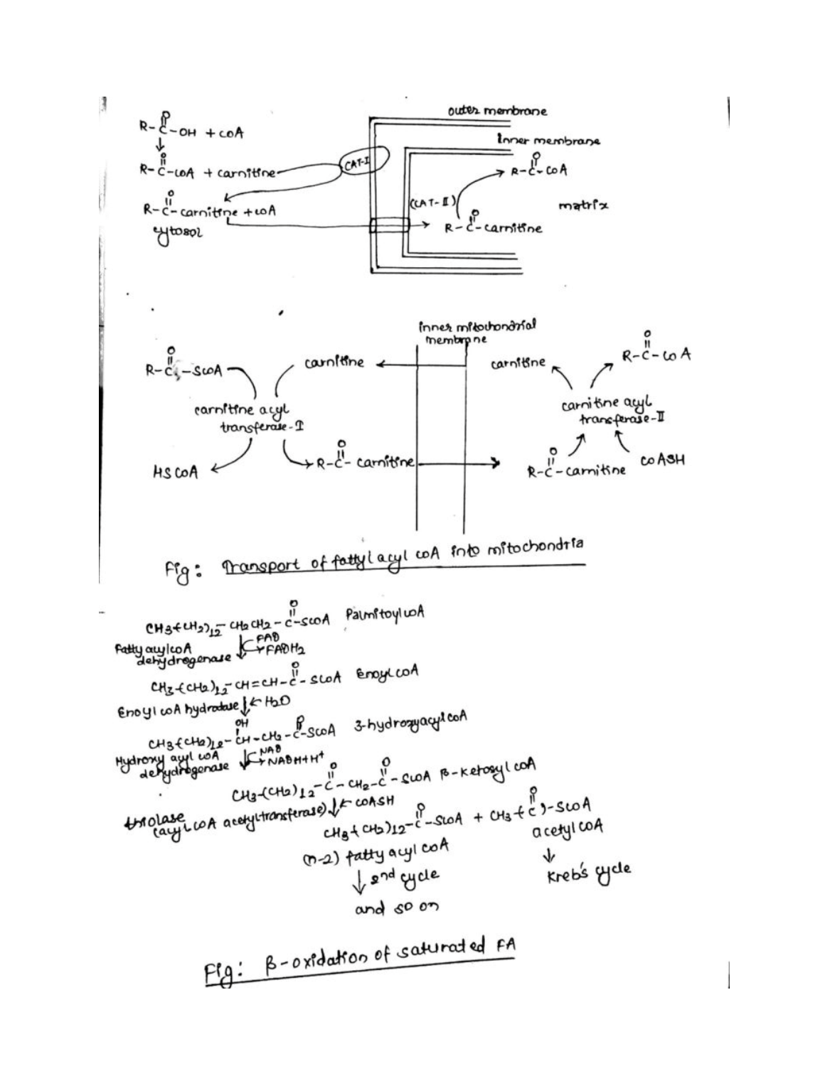$R-\overset{O}{\overset{||}{C}}-OH + coA$

↓

$R-\overset{O}{\overset{||}{C}}-coA$ + carnitine

$R-\overset{O}{\overset{||}{C}}-$carnitine + coA

cytosol

CAT-I

outer membrane

Inner membrane

$R-\overset{O}{\overset{||}{C}}-coA$

(CAT-II)

matrix

$R-\overset{O}{\overset{||}{C}}-$carnitine

Inner mitochondrial membrane

$R-\overset{O}{\overset{||}{C}}-ScoA$

carnitine

carnitine acyl transferase-I

HScoA

$R-\overset{O}{\overset{||}{C}}-$ carnitine

carnitine

$R-\overset{O}{\overset{||}{C}}-coA$

carnitine acyl transferase-II

$R-\overset{O}{\overset{||}{C}}-$carnitine

coASH

Fig: Transport of fatty acyl coA into mitochondria

$CH_3(CH_2)_{12}-CH_2CH_2-\overset{O}{\overset{||}{C}}-ScoA$ Palmitoyl coA

Fatty acyl coA dehydrogenase ↓ FAD → $FADH_2$

$CH_3(CH_2)_{12}-CH=CH-\overset{O}{\overset{||}{C}}-ScoA$ Enoyl coA

Enoyl coA hydratase ↓ ← $H_2O$

$CH_3(CH_2)_{12}-\overset{OH}{CH}-CH_2-\overset{O}{\overset{||}{C}}-ScoA$ 3-hydroxyacyl coA

Hydroxy acyl coA dehydrogenase ↓ NAD → $NADH+H^+$

$CH_3(CH_2)_{12}-\overset{O}{\overset{||}{C}}-CH_2-\overset{O}{\overset{||}{C}}-ScoA$ β-ketoacyl coA

thiolase (acyl coA acetyltransferase) ↓ ← coASH

$CH_3(CH_2)_{12}-\overset{O}{\overset{||}{C}}-ScoA$ + $CH_3(\overset{O}{\overset{||}{C}})-ScoA$

(n-2) fatty acyl coA ↓ 2nd cycle and so on

acetyl coA ↓ Kreb's cycle

Fig: β-oxidation of saturated FA